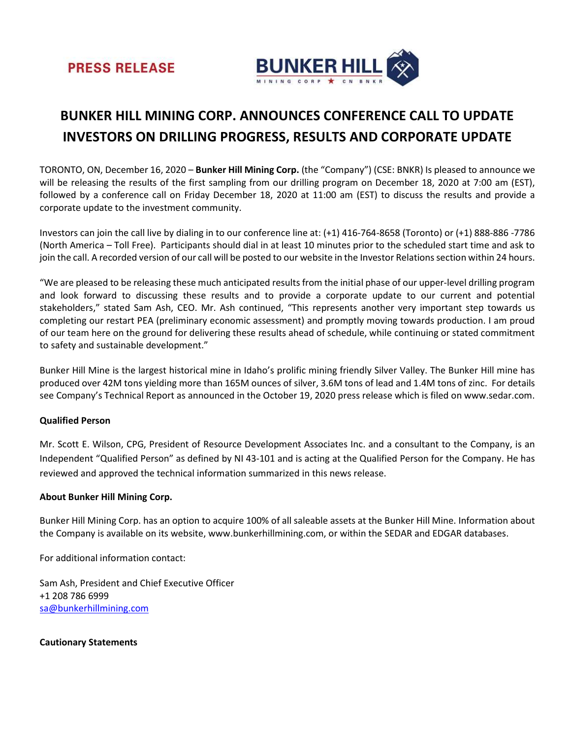PRESS RELEASE

BUNKER HILL
MINING CORP ★ CN BNKR

# BUNKER HILL MINING CORP. ANNOUNCES CONFERENCE CALL TO UPDATE INVESTORS ON DRILLING PROGRESS, RESULTS AND CORPORATE UPDATE

TORONTO, ON, December 16, 2020 – **Bunker Hill Mining Corp.** (the "Company") (CSE: BNKR) Is pleased to announce we will be releasing the results of the first sampling from our drilling program on December 18, 2020 at 7:00 am (EST), followed by a conference call on Friday December 18, 2020 at 11:00 am (EST) to discuss the results and provide a corporate update to the investment community.

Investors can join the call live by dialing in to our conference line at: (+1) 416-764-8658 (Toronto) or (+1) 888-886 -7786 (North America – Toll Free). Participants should dial in at least 10 minutes prior to the scheduled start time and ask to join the call. A recorded version of our call will be posted to our website in the Investor Relations section within 24 hours.

"We are pleased to be releasing these much anticipated results from the initial phase of our upper-level drilling program and look forward to discussing these results and to provide a corporate update to our current and potential stakeholders," stated Sam Ash, CEO. Mr. Ash continued, "This represents another very important step towards us completing our restart PEA (preliminary economic assessment) and promptly moving towards production. I am proud of our team here on the ground for delivering these results ahead of schedule, while continuing or stated commitment to safety and sustainable development."

Bunker Hill Mine is the largest historical mine in Idaho's prolific mining friendly Silver Valley. The Bunker Hill mine has produced over 42M tons yielding more than 165M ounces of silver, 3.6M tons of lead and 1.4M tons of zinc. For details see Company's Technical Report as announced in the October 19, 2020 press release which is filed on www.sedar.com.

**Qualified Person**

Mr. Scott E. Wilson, CPG, President of Resource Development Associates Inc. and a consultant to the Company, is an Independent "Qualified Person" as defined by NI 43-101 and is acting at the Qualified Person for the Company. He has reviewed and approved the technical information summarized in this news release.

**About Bunker Hill Mining Corp.**

Bunker Hill Mining Corp. has an option to acquire 100% of all saleable assets at the Bunker Hill Mine. Information about the Company is available on its website, www.bunkerhillmining.com, or within the SEDAR and EDGAR databases.

For additional information contact:

Sam Ash, President and Chief Executive Officer
+1 208 786 6999
sa@bunkerhillmining.com

**Cautionary Statements**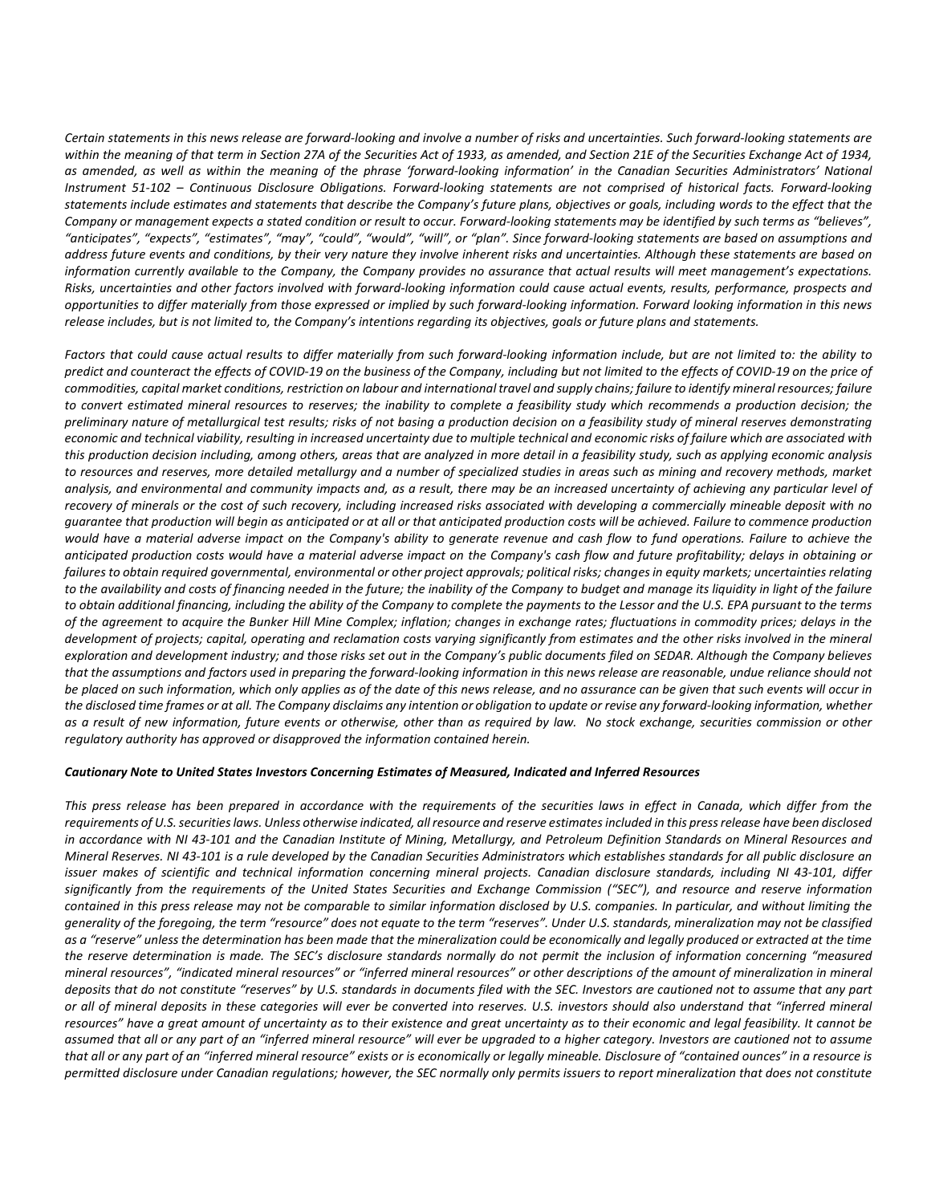*Certain statements in this news release are forward-looking and involve a number of risks and uncertainties. Such forward-looking statements are within the meaning of that term in Section 27A of the Securities Act of 1933, as amended, and Section 21E of the Securities Exchange Act of 1934, as amended, as well as within the meaning of the phrase 'forward-looking information' in the Canadian Securities Administrators' National Instrument 51-102 – Continuous Disclosure Obligations. Forward-looking statements are not comprised of historical facts. Forward-looking statements include estimates and statements that describe the Company's future plans, objectives or goals, including words to the effect that the Company or management expects a stated condition or result to occur. Forward-looking statements may be identified by such terms as "believes", "anticipates", "expects", "estimates", "may", "could", "would", "will", or "plan". Since forward-looking statements are based on assumptions and address future events and conditions, by their very nature they involve inherent risks and uncertainties. Although these statements are based on information currently available to the Company, the Company provides no assurance that actual results will meet management's expectations. Risks, uncertainties and other factors involved with forward-looking information could cause actual events, results, performance, prospects and opportunities to differ materially from those expressed or implied by such forward-looking information. Forward looking information in this news release includes, but is not limited to, the Company's intentions regarding its objectives, goals or future plans and statements.*

*Factors that could cause actual results to differ materially from such forward-looking information include, but are not limited to: the ability to predict and counteract the effects of COVID-19 on the business of the Company, including but not limited to the effects of COVID-19 on the price of commodities, capital market conditions, restriction on labour and international travel and supply chains; failure to identify mineral resources; failure to convert estimated mineral resources to reserves; the inability to complete a feasibility study which recommends a production decision; the preliminary nature of metallurgical test results; risks of not basing a production decision on a feasibility study of mineral reserves demonstrating economic and technical viability, resulting in increased uncertainty due to multiple technical and economic risks of failure which are associated with this production decision including, among others, areas that are analyzed in more detail in a feasibility study, such as applying economic analysis to resources and reserves, more detailed metallurgy and a number of specialized studies in areas such as mining and recovery methods, market analysis, and environmental and community impacts and, as a result, there may be an increased uncertainty of achieving any particular level of recovery of minerals or the cost of such recovery, including increased risks associated with developing a commercially mineable deposit with no guarantee that production will begin as anticipated or at all or that anticipated production costs will be achieved. Failure to commence production would have a material adverse impact on the Company's ability to generate revenue and cash flow to fund operations. Failure to achieve the anticipated production costs would have a material adverse impact on the Company's cash flow and future profitability; delays in obtaining or failures to obtain required governmental, environmental or other project approvals; political risks; changes in equity markets; uncertainties relating to the availability and costs of financing needed in the future; the inability of the Company to budget and manage its liquidity in light of the failure to obtain additional financing, including the ability of the Company to complete the payments to the Lessor and the U.S. EPA pursuant to the terms of the agreement to acquire the Bunker Hill Mine Complex; inflation; changes in exchange rates; fluctuations in commodity prices; delays in the development of projects; capital, operating and reclamation costs varying significantly from estimates and the other risks involved in the mineral exploration and development industry; and those risks set out in the Company's public documents filed on SEDAR. Although the Company believes that the assumptions and factors used in preparing the forward-looking information in this news release are reasonable, undue reliance should not be placed on such information, which only applies as of the date of this news release, and no assurance can be given that such events will occur in the disclosed time frames or at all. The Company disclaims any intention or obligation to update or revise any forward-looking information, whether as a result of new information, future events or otherwise, other than as required by law. No stock exchange, securities commission or other regulatory authority has approved or disapproved the information contained herein.*

***Cautionary Note to United States Investors Concerning Estimates of Measured, Indicated and Inferred Resources***

*This press release has been prepared in accordance with the requirements of the securities laws in effect in Canada, which differ from the requirements of U.S. securities laws. Unless otherwise indicated, all resource and reserve estimates included in this press release have been disclosed in accordance with NI 43-101 and the Canadian Institute of Mining, Metallurgy, and Petroleum Definition Standards on Mineral Resources and Mineral Reserves. NI 43-101 is a rule developed by the Canadian Securities Administrators which establishes standards for all public disclosure an issuer makes of scientific and technical information concerning mineral projects. Canadian disclosure standards, including NI 43-101, differ significantly from the requirements of the United States Securities and Exchange Commission ("SEC"), and resource and reserve information contained in this press release may not be comparable to similar information disclosed by U.S. companies. In particular, and without limiting the generality of the foregoing, the term "resource" does not equate to the term "reserves". Under U.S. standards, mineralization may not be classified as a "reserve" unless the determination has been made that the mineralization could be economically and legally produced or extracted at the time the reserve determination is made. The SEC's disclosure standards normally do not permit the inclusion of information concerning "measured mineral resources", "indicated mineral resources" or "inferred mineral resources" or other descriptions of the amount of mineralization in mineral deposits that do not constitute "reserves" by U.S. standards in documents filed with the SEC. Investors are cautioned not to assume that any part or all of mineral deposits in these categories will ever be converted into reserves. U.S. investors should also understand that "inferred mineral resources" have a great amount of uncertainty as to their existence and great uncertainty as to their economic and legal feasibility. It cannot be assumed that all or any part of an "inferred mineral resource" will ever be upgraded to a higher category. Investors are cautioned not to assume that all or any part of an "inferred mineral resource" exists or is economically or legally mineable. Disclosure of "contained ounces" in a resource is permitted disclosure under Canadian regulations; however, the SEC normally only permits issuers to report mineralization that does not constitute*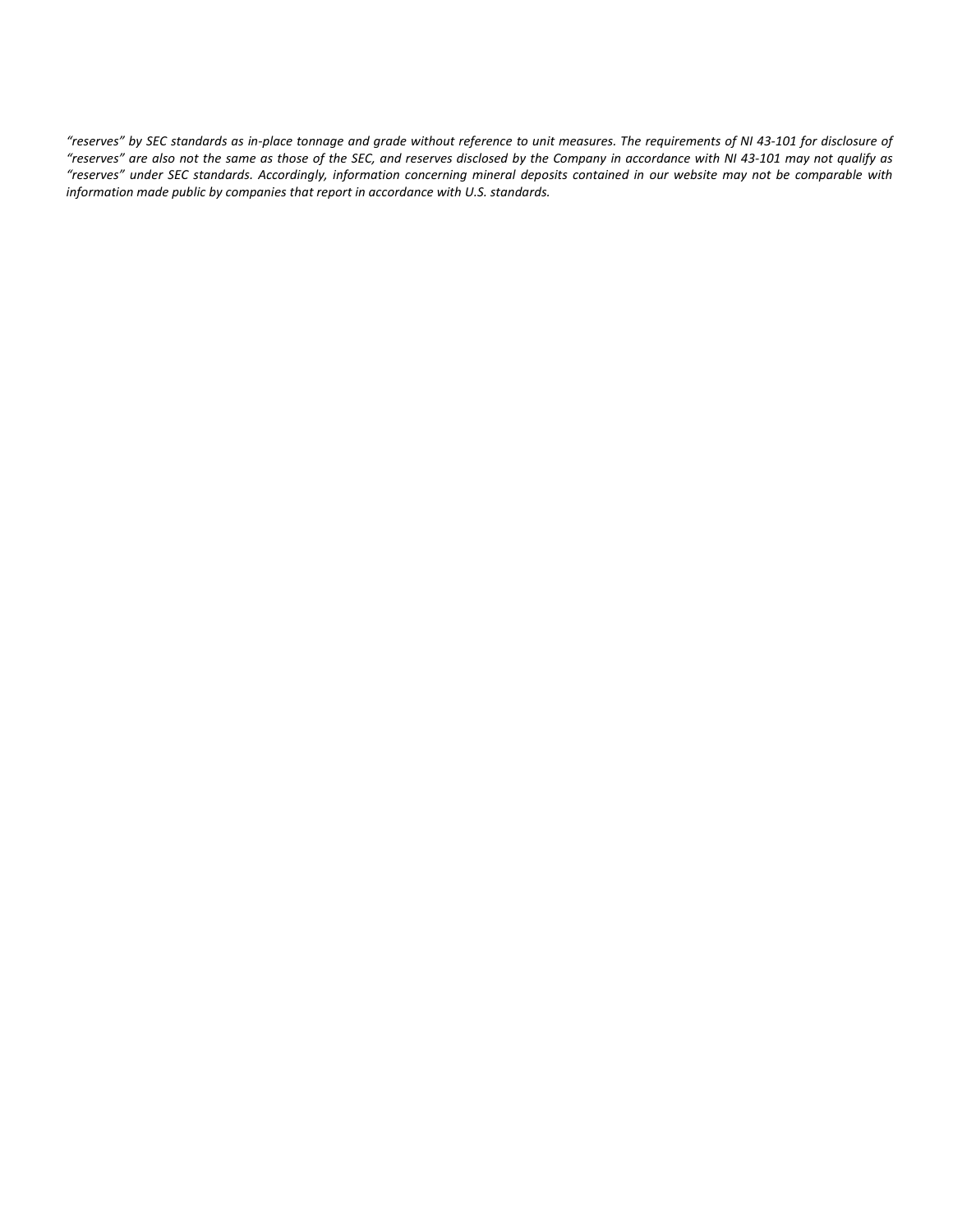*“reserves” by SEC standards as in-place tonnage and grade without reference to unit measures. The requirements of NI 43-101 for disclosure of “reserves” are also not the same as those of the SEC, and reserves disclosed by the Company in accordance with NI 43-101 may not qualify as “reserves” under SEC standards. Accordingly, information concerning mineral deposits contained in our website may not be comparable with information made public by companies that report in accordance with U.S. standards.*